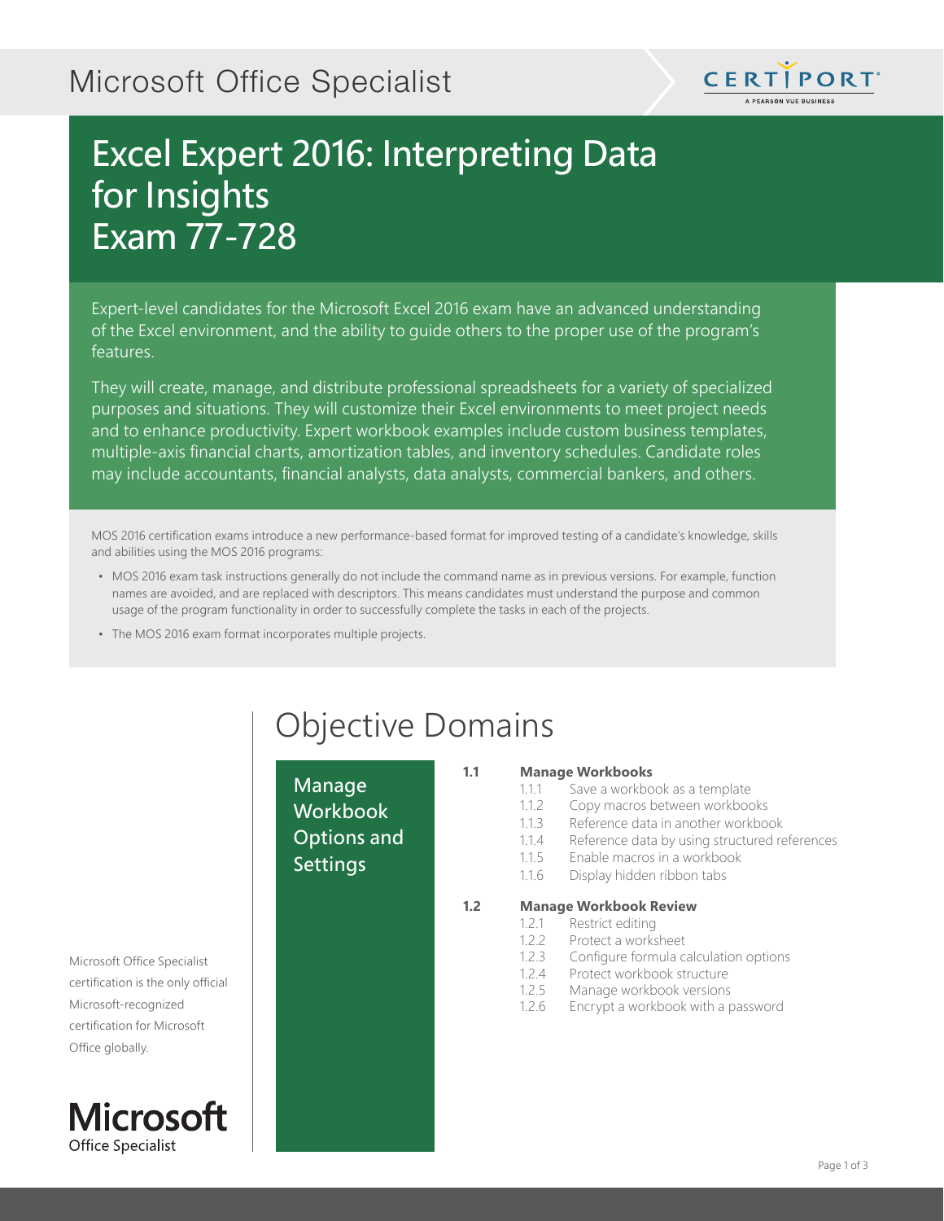# Microsoft Office Specialist

# Excel Expert 2016: Interpreting Data for Insights
# Exam 77-728

Expert-level candidates for the Microsoft Excel 2016 exam have an advanced understanding of the Excel environment, and the ability to guide others to the proper use of the program's features.

They will create, manage, and distribute professional spreadsheets for a variety of specialized purposes and situations. They will customize their Excel environments to meet project needs and to enhance productivity. Expert workbook examples include custom business templates, multiple-axis financial charts, amortization tables, and inventory schedules. Candidate roles may include accountants, financial analysts, data analysts, commercial bankers, and others.

MOS 2016 certification exams introduce a new performance-based format for improved testing of a candidate's knowledge, skills and abilities using the MOS 2016 programs:

- MOS 2016 exam task instructions generally do not include the command name as in previous versions. For example, function names are avoided, and are replaced with descriptors. This means candidates must understand the purpose and common usage of the program functionality in order to successfully complete the tasks in each of the projects.
- The MOS 2016 exam format incorporates multiple projects.

Microsoft Office Specialist certification is the only official Microsoft-recognized certification for Microsoft Office globally.

## Objective Domains

### Manage Workbook Options and Settings

**1.1 Manage Workbooks**

- 1.1.1 Save a workbook as a template
- 1.1.2 Copy macros between workbooks
- 1.1.3 Reference data in another workbook
- 1.1.4 Reference data by using structured references
- 1.1.5 Enable macros in a workbook
- 1.1.6 Display hidden ribbon tabs

**1.2 Manage Workbook Review**

- 1.2.1 Restrict editing
- 1.2.2 Protect a worksheet
- 1.2.3 Configure formula calculation options
- 1.2.4 Protect workbook structure
- 1.2.5 Manage workbook versions
- 1.2.6 Encrypt a workbook with a password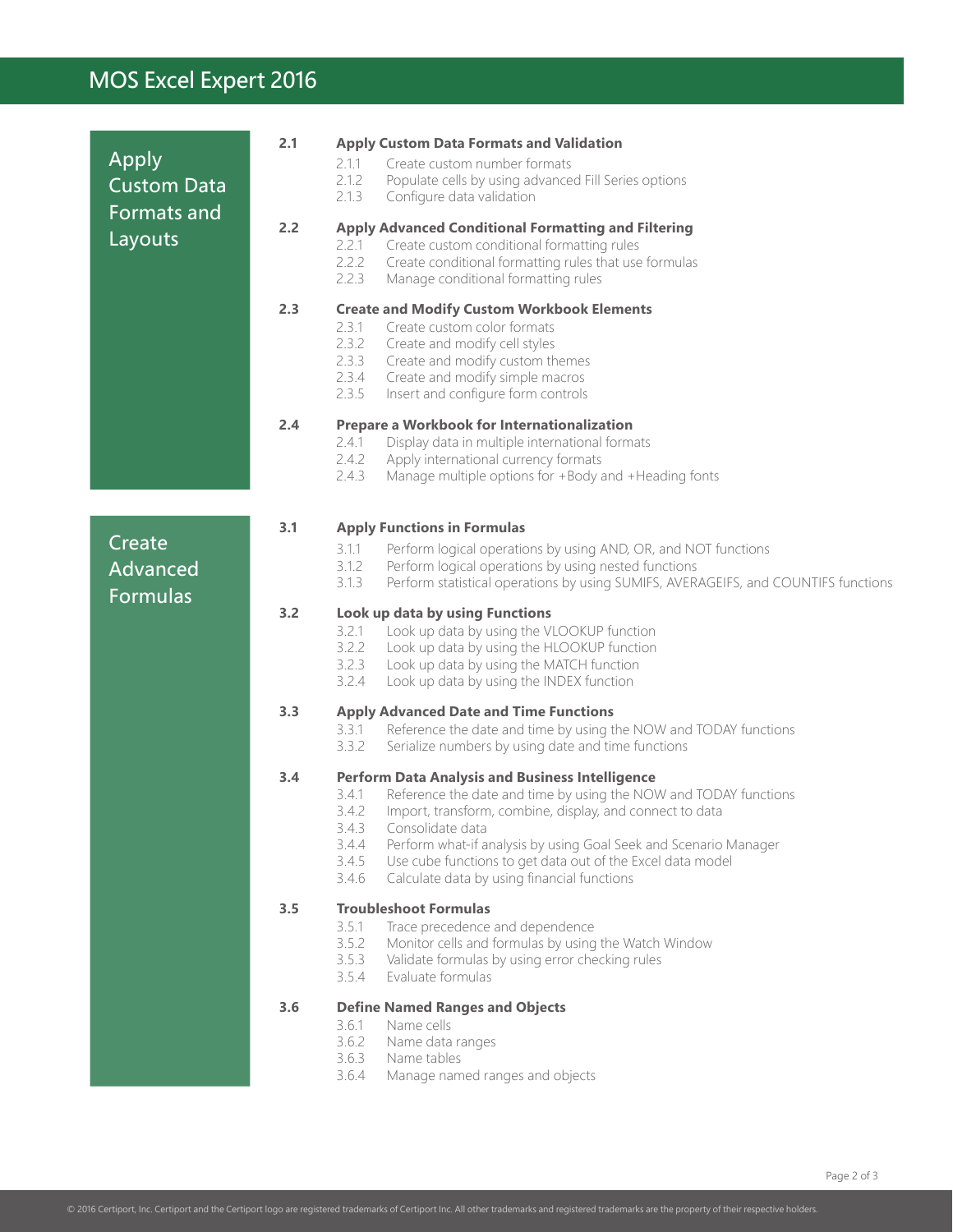# MOS Excel Expert 2016

## Apply Custom Data Formats and Layouts

### 2.1 Apply Custom Data Formats and Validation

- 2.1.1 Create custom number formats
- 2.1.2 Populate cells by using advanced Fill Series options
- 2.1.3 Configure data validation

### 2.2 Apply Advanced Conditional Formatting and Filtering

- 2.2.1 Create custom conditional formatting rules
- 2.2.2 Create conditional formatting rules that use formulas
- 2.2.3 Manage conditional formatting rules

### 2.3 Create and Modify Custom Workbook Elements

- 2.3.1 Create custom color formats
- 2.3.2 Create and modify cell styles
- 2.3.3 Create and modify custom themes
- 2.3.4 Create and modify simple macros
- 2.3.5 Insert and configure form controls

### 2.4 Prepare a Workbook for Internationalization

- 2.4.1 Display data in multiple international formats
- 2.4.2 Apply international currency formats
- 2.4.3 Manage multiple options for +Body and +Heading fonts

## Create Advanced Formulas

### 3.1 Apply Functions in Formulas

- 3.1.1 Perform logical operations by using AND, OR, and NOT functions
- 3.1.2 Perform logical operations by using nested functions
- 3.1.3 Perform statistical operations by using SUMIFS, AVERAGEIFS, and COUNTIFS functions

### 3.2 Look up data by using Functions

- 3.2.1 Look up data by using the VLOOKUP function
- 3.2.2 Look up data by using the HLOOKUP function
- 3.2.3 Look up data by using the MATCH function
- 3.2.4 Look up data by using the INDEX function

### 3.3 Apply Advanced Date and Time Functions

- 3.3.1 Reference the date and time by using the NOW and TODAY functions
- 3.3.2 Serialize numbers by using date and time functions

### 3.4 Perform Data Analysis and Business Intelligence

- 3.4.1 Reference the date and time by using the NOW and TODAY functions
- 3.4.2 Import, transform, combine, display, and connect to data
- 3.4.3 Consolidate data
- 3.4.4 Perform what-if analysis by using Goal Seek and Scenario Manager
- 3.4.5 Use cube functions to get data out of the Excel data model
- 3.4.6 Calculate data by using financial functions

### 3.5 Troubleshoot Formulas

- 3.5.1 Trace precedence and dependence
- 3.5.2 Monitor cells and formulas by using the Watch Window
- 3.5.3 Validate formulas by using error checking rules
- 3.5.4 Evaluate formulas

### 3.6 Define Named Ranges and Objects

- 3.6.1 Name cells
- 3.6.2 Name data ranges
- 3.6.3 Name tables
- 3.6.4 Manage named ranges and objects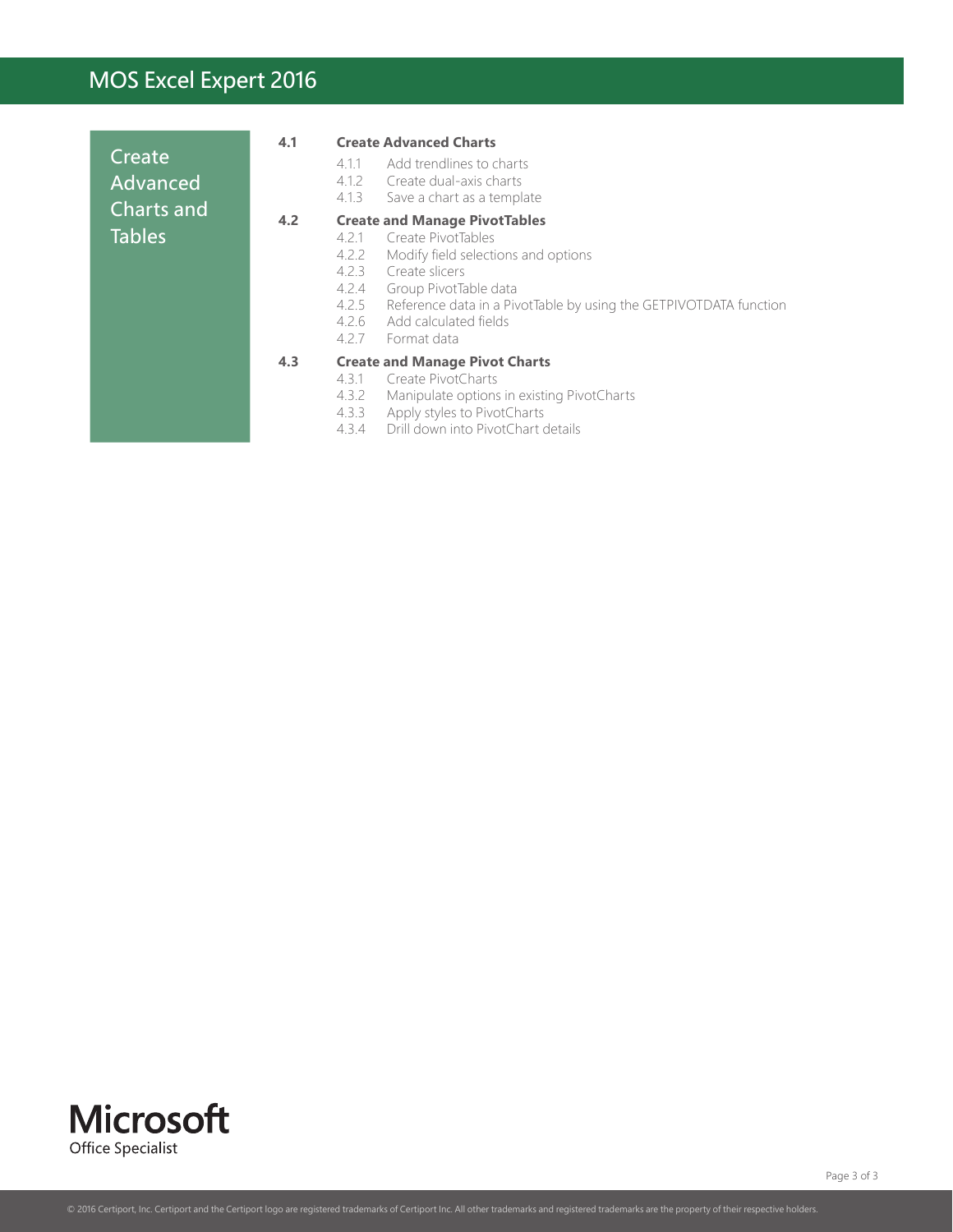# MOS Excel Expert 2016

## Create Advanced Charts and Tables

**4.1 Create Advanced Charts**

- 4.1.1 Add trendlines to charts
- 4.1.2 Create dual-axis charts
- 4.1.3 Save a chart as a template

**4.2 Create and Manage PivotTables**

- 4.2.1 Create PivotTables
- 4.2.2 Modify field selections and options
- 4.2.3 Create slicers
- 4.2.4 Group PivotTable data
- 4.2.5 Reference data in a PivotTable by using the GETPIVOTDATA function
- 4.2.6 Add calculated fields
- 4.2.7 Format data

**4.3 Create and Manage Pivot Charts**

- 4.3.1 Create PivotCharts
- 4.3.2 Manipulate options in existing PivotCharts
- 4.3.3 Apply styles to PivotCharts
- 4.3.4 Drill down into PivotChart details

Microsoft
Office Specialist

© 2016 Certiport, Inc. Certiport and the Certiport logo are registered trademarks of Certiport Inc. All other trademarks and registered trademarks are the property of their respective holders.